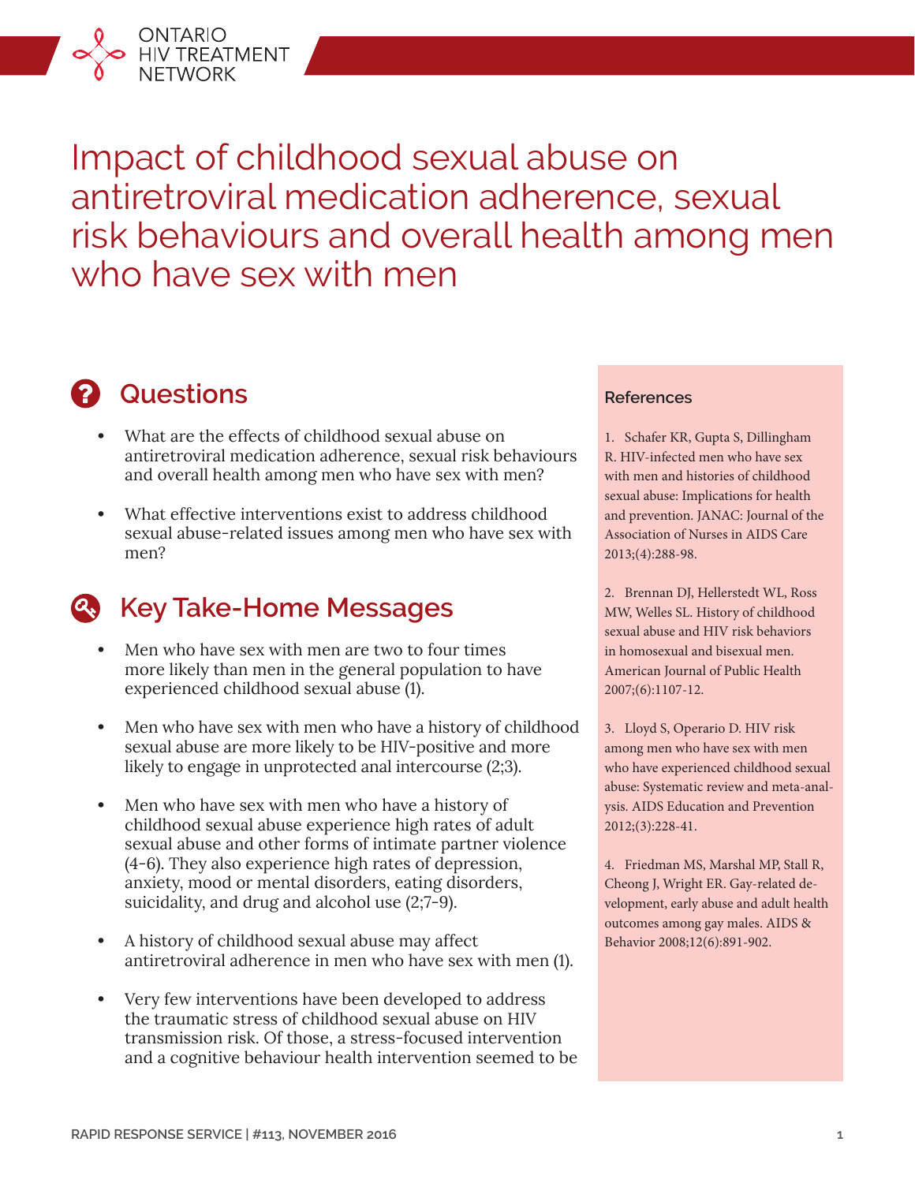# Impact of childhood sexual abuse on antiretroviral medication adherence, sexual risk behaviours and overall health among men who have sex with men

## Questions

- What are the effects of childhood sexual abuse on antiretroviral medication adherence, sexual risk behaviours and overall health among men who have sex with men?
- What effective interventions exist to address childhood sexual abuse-related issues among men who have sex with men?

## Key Take-Home Messages

- Men who have sex with men are two to four times more likely than men in the general population to have experienced childhood sexual abuse (1).
- Men who have sex with men who have a history of childhood sexual abuse are more likely to be HIV-positive and more likely to engage in unprotected anal intercourse (2;3).
- Men who have sex with men who have a history of childhood sexual abuse experience high rates of adult sexual abuse and other forms of intimate partner violence (4-6). They also experience high rates of depression, anxiety, mood or mental disorders, eating disorders, suicidality, and drug and alcohol use (2;7-9).
- A history of childhood sexual abuse may affect antiretroviral adherence in men who have sex with men (1).
- Very few interventions have been developed to address the traumatic stress of childhood sexual abuse on HIV transmission risk. Of those, a stress-focused intervention and a cognitive behaviour health intervention seemed to be

### References

1. Schafer KR, Gupta S, Dillingham R. HIV-infected men who have sex with men and histories of childhood sexual abuse: Implications for health and prevention. JANAC: Journal of the Association of Nurses in AIDS Care 2013;(4):288-98.

2. Brennan DJ, Hellerstedt WL, Ross MW, Welles SL. History of childhood sexual abuse and HIV risk behaviors in homosexual and bisexual men. American Journal of Public Health 2007;(6):1107-12.

3. Lloyd S, Operario D. HIV risk among men who have sex with men who have experienced childhood sexual abuse: Systematic review and meta-analysis. AIDS Education and Prevention 2012;(3):228-41.

4. Friedman MS, Marshal MP, Stall R, Cheong J, Wright ER. Gay-related development, early abuse and adult health outcomes among gay males. AIDS & Behavior 2008;12(6):891-902.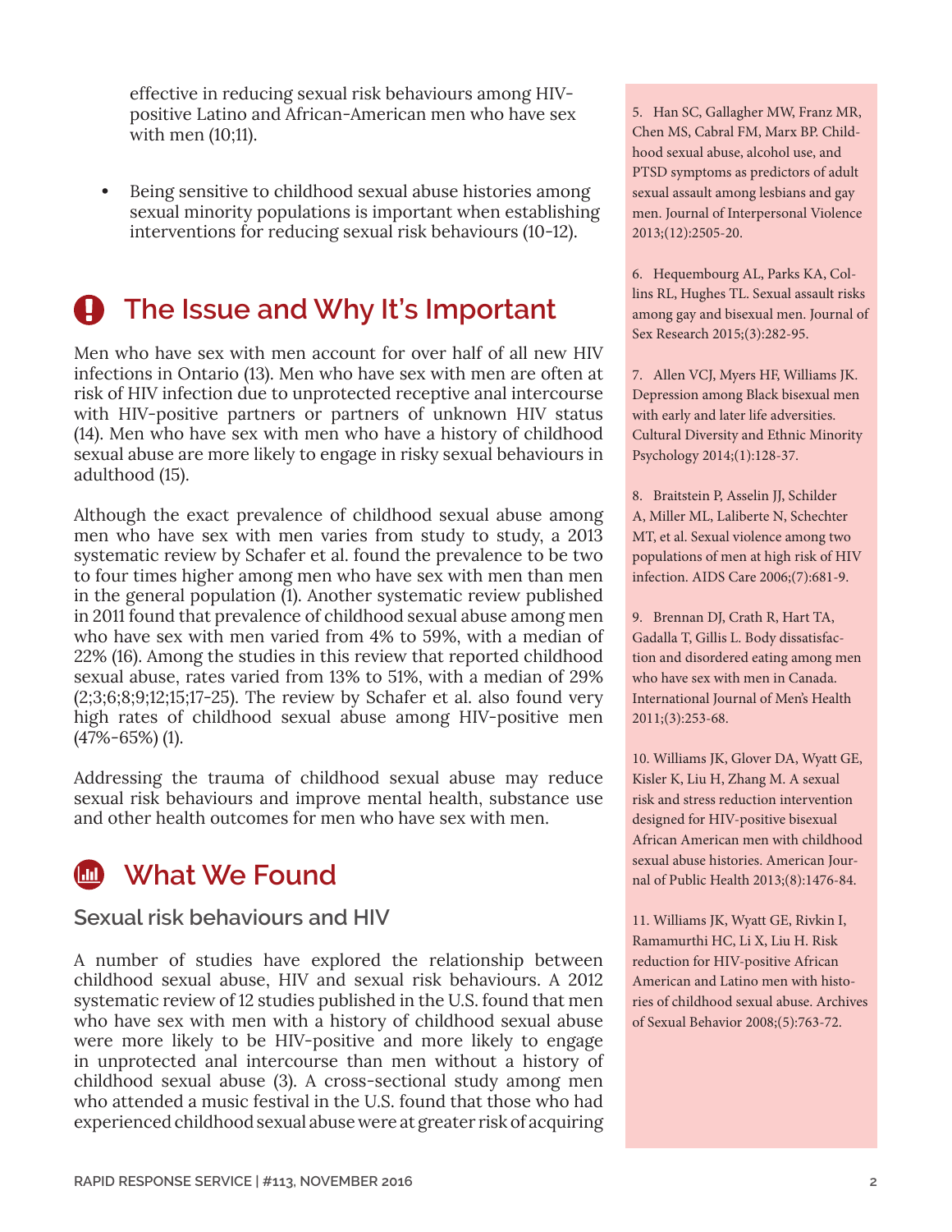effective in reducing sexual risk behaviours among HIV-positive Latino and African-American men who have sex with men (10;11).

- Being sensitive to childhood sexual abuse histories among sexual minority populations is important when establishing interventions for reducing sexual risk behaviours (10-12).

## The Issue and Why It's Important

Men who have sex with men account for over half of all new HIV infections in Ontario (13). Men who have sex with men are often at risk of HIV infection due to unprotected receptive anal intercourse with HIV-positive partners or partners of unknown HIV status (14). Men who have sex with men who have a history of childhood sexual abuse are more likely to engage in risky sexual behaviours in adulthood (15).

Although the exact prevalence of childhood sexual abuse among men who have sex with men varies from study to study, a 2013 systematic review by Schafer et al. found the prevalence to be two to four times higher among men who have sex with men than men in the general population (1). Another systematic review published in 2011 found that prevalence of childhood sexual abuse among men who have sex with men varied from 4% to 59%, with a median of 22% (16). Among the studies in this review that reported childhood sexual abuse, rates varied from 13% to 51%, with a median of 29% (2;3;6;8;9;12;15;17-25). The review by Schafer et al. also found very high rates of childhood sexual abuse among HIV-positive men (47%-65%) (1).

Addressing the trauma of childhood sexual abuse may reduce sexual risk behaviours and improve mental health, substance use and other health outcomes for men who have sex with men.

## What We Found

### Sexual risk behaviours and HIV

A number of studies have explored the relationship between childhood sexual abuse, HIV and sexual risk behaviours. A 2012 systematic review of 12 studies published in the U.S. found that men who have sex with men with a history of childhood sexual abuse were more likely to be HIV-positive and more likely to engage in unprotected anal intercourse than men without a history of childhood sexual abuse (3). A cross-sectional study among men who attended a music festival in the U.S. found that those who had experienced childhood sexual abuse were at greater risk of acquiring

5. Han SC, Gallagher MW, Franz MR, Chen MS, Cabral FM, Marx BP. Childhood sexual abuse, alcohol use, and PTSD symptoms as predictors of adult sexual assault among lesbians and gay men. Journal of Interpersonal Violence 2013;(12):2505-20.

6. Hequembourg AL, Parks KA, Collins RL, Hughes TL. Sexual assault risks among gay and bisexual men. Journal of Sex Research 2015;(3):282-95.

7. Allen VCJ, Myers HF, Williams JK. Depression among Black bisexual men with early and later life adversities. Cultural Diversity and Ethnic Minority Psychology 2014;(1):128-37.

8. Braitstein P, Asselin JJ, Schilder A, Miller ML, Laliberte N, Schechter MT, et al. Sexual violence among two populations of men at high risk of HIV infection. AIDS Care 2006;(7):681-9.

9. Brennan DJ, Crath R, Hart TA, Gadalla T, Gillis L. Body dissatisfaction and disordered eating among men who have sex with men in Canada. International Journal of Men's Health 2011;(3):253-68.

10. Williams JK, Glover DA, Wyatt GE, Kisler K, Liu H, Zhang M. A sexual risk and stress reduction intervention designed for HIV-positive bisexual African American men with childhood sexual abuse histories. American Journal of Public Health 2013;(8):1476-84.

11. Williams JK, Wyatt GE, Rivkin I, Ramamurthi HC, Li X, Liu H. Risk reduction for HIV-positive African American and Latino men with histories of childhood sexual abuse. Archives of Sexual Behavior 2008;(5):763-72.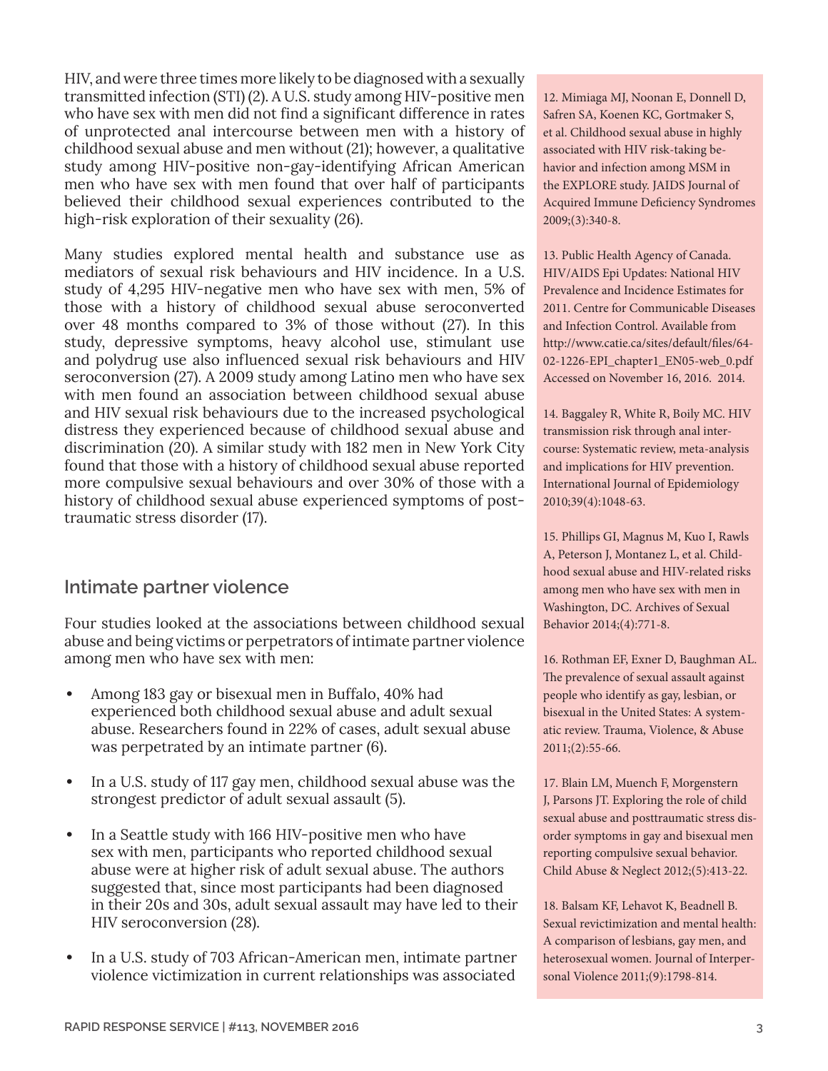HIV, and were three times more likely to be diagnosed with a sexually transmitted infection (STI) (2). A U.S. study among HIV-positive men who have sex with men did not find a significant difference in rates of unprotected anal intercourse between men with a history of childhood sexual abuse and men without (21); however, a qualitative study among HIV-positive non-gay-identifying African American men who have sex with men found that over half of participants believed their childhood sexual experiences contributed to the high-risk exploration of their sexuality (26).

Many studies explored mental health and substance use as mediators of sexual risk behaviours and HIV incidence. In a U.S. study of 4,295 HIV-negative men who have sex with men, 5% of those with a history of childhood sexual abuse seroconverted over 48 months compared to 3% of those without (27). In this study, depressive symptoms, heavy alcohol use, stimulant use and polydrug use also influenced sexual risk behaviours and HIV seroconversion (27). A 2009 study among Latino men who have sex with men found an association between childhood sexual abuse and HIV sexual risk behaviours due to the increased psychological distress they experienced because of childhood sexual abuse and discrimination (20). A similar study with 182 men in New York City found that those with a history of childhood sexual abuse reported more compulsive sexual behaviours and over 30% of those with a history of childhood sexual abuse experienced symptoms of post-traumatic stress disorder (17).

## Intimate partner violence

Four studies looked at the associations between childhood sexual abuse and being victims or perpetrators of intimate partner violence among men who have sex with men:

- Among 183 gay or bisexual men in Buffalo, 40% had experienced both childhood sexual abuse and adult sexual abuse. Researchers found in 22% of cases, adult sexual abuse was perpetrated by an intimate partner (6).
- In a U.S. study of 117 gay men, childhood sexual abuse was the strongest predictor of adult sexual assault (5).
- In a Seattle study with 166 HIV-positive men who have sex with men, participants who reported childhood sexual abuse were at higher risk of adult sexual abuse. The authors suggested that, since most participants had been diagnosed in their 20s and 30s, adult sexual assault may have led to their HIV seroconversion (28).
- In a U.S. study of 703 African-American men, intimate partner violence victimization in current relationships was associated

12. Mimiaga MJ, Noonan E, Donnell D, Safren SA, Koenen KC, Gortmaker S, et al. Childhood sexual abuse in highly associated with HIV risk-taking behavior and infection among MSM in the EXPLORE study. JAIDS Journal of Acquired Immune Deficiency Syndromes 2009;(3):340-8.

13. Public Health Agency of Canada. HIV/AIDS Epi Updates: National HIV Prevalence and Incidence Estimates for 2011. Centre for Communicable Diseases and Infection Control. Available from http://www.catie.ca/sites/default/files/64-02-1226-EPI_chapter1_EN05-web_0.pdf Accessed on November 16, 2016. 2014.

14. Baggaley R, White R, Boily MC. HIV transmission risk through anal intercourse: Systematic review, meta-analysis and implications for HIV prevention. International Journal of Epidemiology 2010;39(4):1048-63.

15. Phillips GI, Magnus M, Kuo I, Rawls A, Peterson J, Montanez L, et al. Childhood sexual abuse and HIV-related risks among men who have sex with men in Washington, DC. Archives of Sexual Behavior 2014;(4):771-8.

16. Rothman EF, Exner D, Baughman AL. The prevalence of sexual assault against people who identify as gay, lesbian, or bisexual in the United States: A systematic review. Trauma, Violence, & Abuse 2011;(2):55-66.

17. Blain LM, Muench F, Morgenstern J, Parsons JT. Exploring the role of child sexual abuse and posttraumatic stress disorder symptoms in gay and bisexual men reporting compulsive sexual behavior. Child Abuse & Neglect 2012;(5):413-22.

18. Balsam KF, Lehavot K, Beadnell B. Sexual revictimization and mental health: A comparison of lesbians, gay men, and heterosexual women. Journal of Interpersonal Violence 2011;(9):1798-814.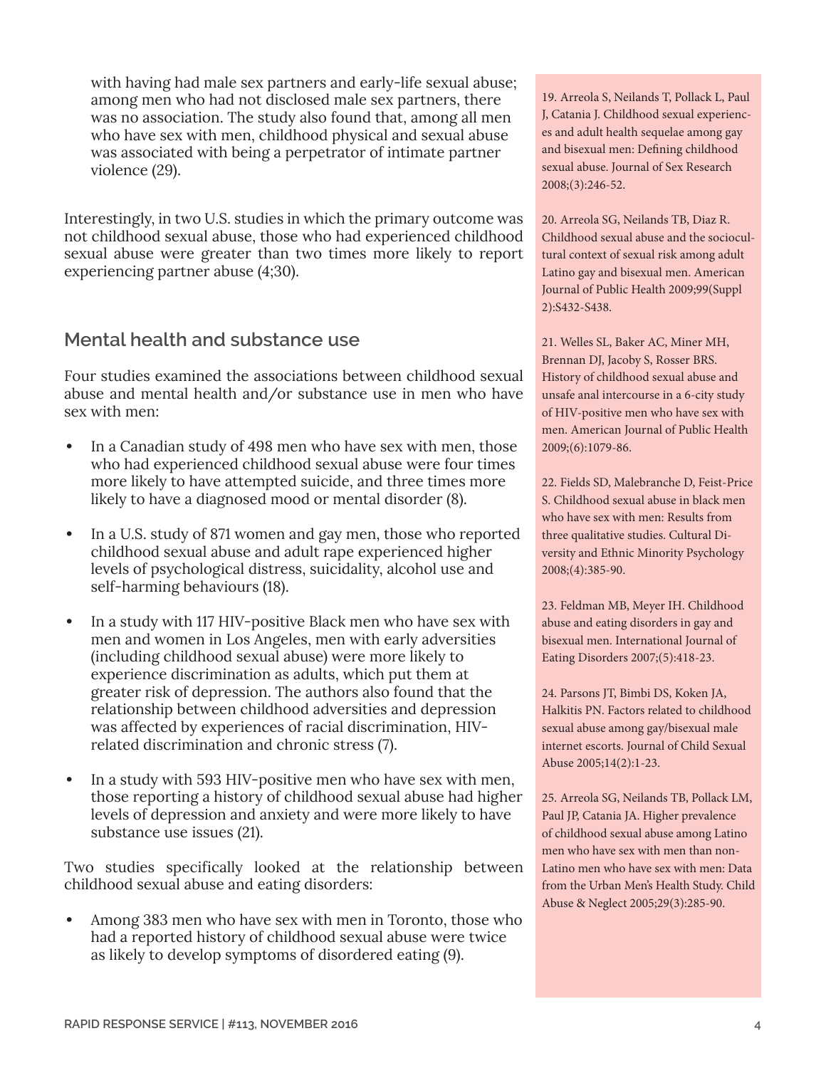with having had male sex partners and early-life sexual abuse; among men who had not disclosed male sex partners, there was no association. The study also found that, among all men who have sex with men, childhood physical and sexual abuse was associated with being a perpetrator of intimate partner violence (29).

Interestingly, in two U.S. studies in which the primary outcome was not childhood sexual abuse, those who had experienced childhood sexual abuse were greater than two times more likely to report experiencing partner abuse (4;30).

## Mental health and substance use

Four studies examined the associations between childhood sexual abuse and mental health and/or substance use in men who have sex with men:

- In a Canadian study of 498 men who have sex with men, those who had experienced childhood sexual abuse were four times more likely to have attempted suicide, and three times more likely to have a diagnosed mood or mental disorder (8).
- In a U.S. study of 871 women and gay men, those who reported childhood sexual abuse and adult rape experienced higher levels of psychological distress, suicidality, alcohol use and self-harming behaviours (18).
- In a study with 117 HIV-positive Black men who have sex with men and women in Los Angeles, men with early adversities (including childhood sexual abuse) were more likely to experience discrimination as adults, which put them at greater risk of depression. The authors also found that the relationship between childhood adversities and depression was affected by experiences of racial discrimination, HIV-related discrimination and chronic stress (7).
- In a study with 593 HIV-positive men who have sex with men, those reporting a history of childhood sexual abuse had higher levels of depression and anxiety and were more likely to have substance use issues (21).

Two studies specifically looked at the relationship between childhood sexual abuse and eating disorders:

- Among 383 men who have sex with men in Toronto, those who had a reported history of childhood sexual abuse were twice as likely to develop symptoms of disordered eating (9).

19. Arreola S, Neilands T, Pollack L, Paul J, Catania J. Childhood sexual experiences and adult health sequelae among gay and bisexual men: Defining childhood sexual abuse. Journal of Sex Research 2008;(3):246-52.

20. Arreola SG, Neilands TB, Diaz R. Childhood sexual abuse and the sociocultural context of sexual risk among adult Latino gay and bisexual men. American Journal of Public Health 2009;99(Suppl 2):S432-S438.

21. Welles SL, Baker AC, Miner MH, Brennan DJ, Jacoby S, Rosser BRS. History of childhood sexual abuse and unsafe anal intercourse in a 6-city study of HIV-positive men who have sex with men. American Journal of Public Health 2009;(6):1079-86.

22. Fields SD, Malebranche D, Feist-Price S. Childhood sexual abuse in black men who have sex with men: Results from three qualitative studies. Cultural Diversity and Ethnic Minority Psychology 2008;(4):385-90.

23. Feldman MB, Meyer IH. Childhood abuse and eating disorders in gay and bisexual men. International Journal of Eating Disorders 2007;(5):418-23.

24. Parsons JT, Bimbi DS, Koken JA, Halkitis PN. Factors related to childhood sexual abuse among gay/bisexual male internet escorts. Journal of Child Sexual Abuse 2005;14(2):1-23.

25. Arreola SG, Neilands TB, Pollack LM, Paul JP, Catania JA. Higher prevalence of childhood sexual abuse among Latino men who have sex with men than non-Latino men who have sex with men: Data from the Urban Men's Health Study. Child Abuse & Neglect 2005;29(3):285-90.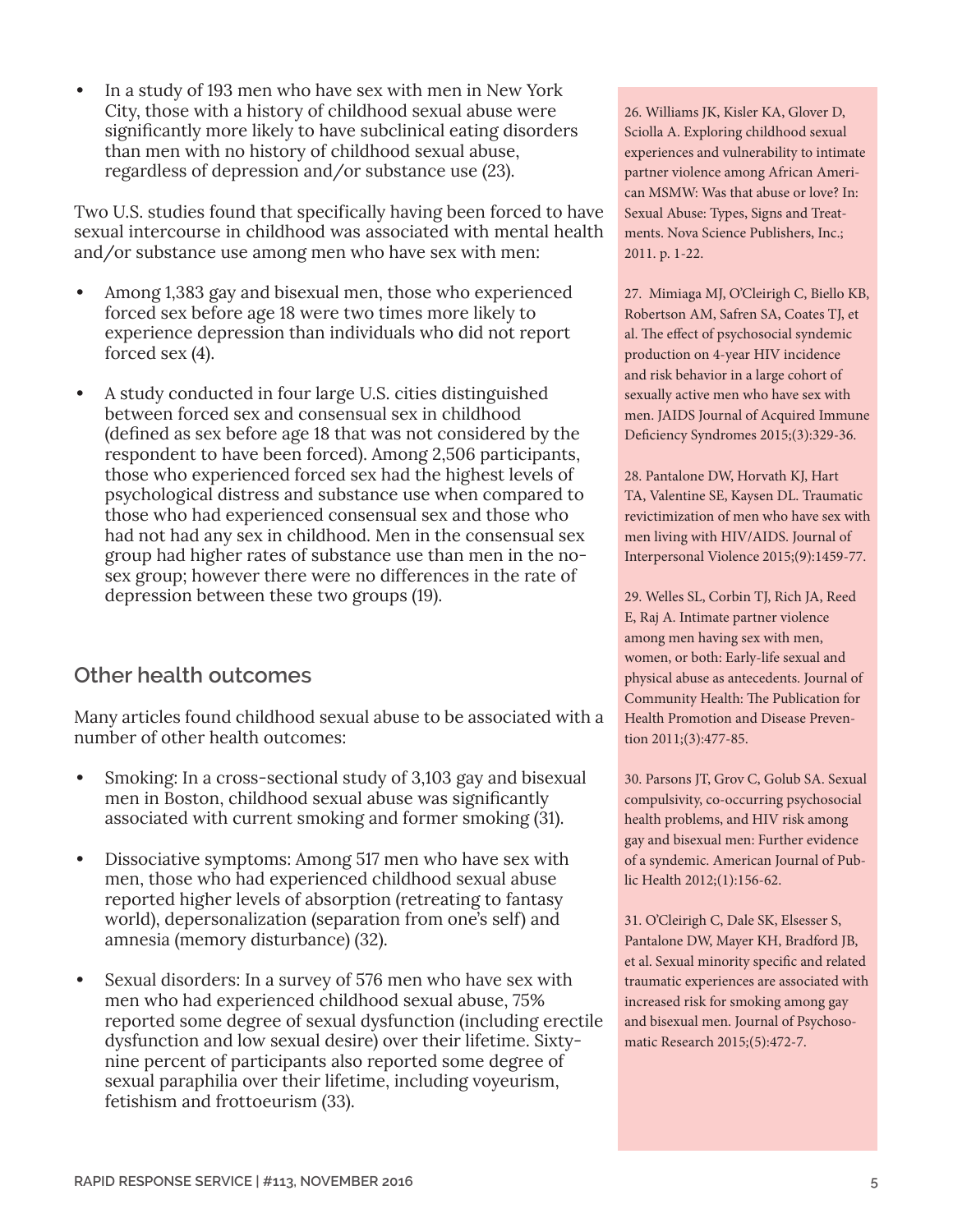- In a study of 193 men who have sex with men in New York City, those with a history of childhood sexual abuse were significantly more likely to have subclinical eating disorders than men with no history of childhood sexual abuse, regardless of depression and/or substance use (23).

Two U.S. studies found that specifically having been forced to have sexual intercourse in childhood was associated with mental health and/or substance use among men who have sex with men:

- Among 1,383 gay and bisexual men, those who experienced forced sex before age 18 were two times more likely to experience depression than individuals who did not report forced sex (4).
- A study conducted in four large U.S. cities distinguished between forced sex and consensual sex in childhood (defined as sex before age 18 that was not considered by the respondent to have been forced). Among 2,506 participants, those who experienced forced sex had the highest levels of psychological distress and substance use when compared to those who had experienced consensual sex and those who had not had any sex in childhood. Men in the consensual sex group had higher rates of substance use than men in the no-sex group; however there were no differences in the rate of depression between these two groups (19).

## Other health outcomes

Many articles found childhood sexual abuse to be associated with a number of other health outcomes:

- Smoking: In a cross-sectional study of 3,103 gay and bisexual men in Boston, childhood sexual abuse was significantly associated with current smoking and former smoking (31).
- Dissociative symptoms: Among 517 men who have sex with men, those who had experienced childhood sexual abuse reported higher levels of absorption (retreating to fantasy world), depersonalization (separation from one's self) and amnesia (memory disturbance) (32).
- Sexual disorders: In a survey of 576 men who have sex with men who had experienced childhood sexual abuse, 75% reported some degree of sexual dysfunction (including erectile dysfunction and low sexual desire) over their lifetime. Sixty-nine percent of participants also reported some degree of sexual paraphilia over their lifetime, including voyeurism, fetishism and frottoeurism (33).

26. Williams JK, Kisler KA, Glover D, Sciolla A. Exploring childhood sexual experiences and vulnerability to intimate partner violence among African American MSMW: Was that abuse or love? In: Sexual Abuse: Types, Signs and Treatments. Nova Science Publishers, Inc.; 2011. p. 1-22.

27. Mimiaga MJ, O'Cleirigh C, Biello KB, Robertson AM, Safren SA, Coates TJ, et al. The effect of psychosocial syndemic production on 4-year HIV incidence and risk behavior in a large cohort of sexually active men who have sex with men. JAIDS Journal of Acquired Immune Deficiency Syndromes 2015;(3):329-36.

28. Pantalone DW, Horvath KJ, Hart TA, Valentine SE, Kaysen DL. Traumatic revictimization of men who have sex with men living with HIV/AIDS. Journal of Interpersonal Violence 2015;(9):1459-77.

29. Welles SL, Corbin TJ, Rich JA, Reed E, Raj A. Intimate partner violence among men having sex with men, women, or both: Early-life sexual and physical abuse as antecedents. Journal of Community Health: The Publication for Health Promotion and Disease Prevention 2011;(3):477-85.

30. Parsons JT, Grov C, Golub SA. Sexual compulsivity, co-occurring psychosocial health problems, and HIV risk among gay and bisexual men: Further evidence of a syndemic. American Journal of Public Health 2012;(1):156-62.

31. O'Cleirigh C, Dale SK, Elsesser S, Pantalone DW, Mayer KH, Bradford JB, et al. Sexual minority specific and related traumatic experiences are associated with increased risk for smoking among gay and bisexual men. Journal of Psychosomatic Research 2015;(5):472-7.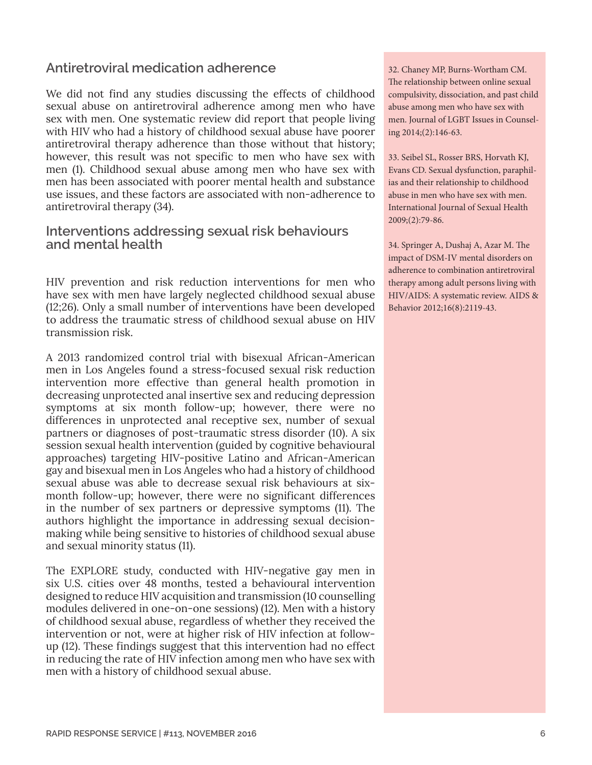## Antiretroviral medication adherence

We did not find any studies discussing the effects of childhood sexual abuse on antiretroviral adherence among men who have sex with men. One systematic review did report that people living with HIV who had a history of childhood sexual abuse have poorer antiretroviral therapy adherence than those without that history; however, this result was not specific to men who have sex with men (1). Childhood sexual abuse among men who have sex with men has been associated with poorer mental health and substance use issues, and these factors are associated with non-adherence to antiretroviral therapy (34).

## Interventions addressing sexual risk behaviours and mental health

HIV prevention and risk reduction interventions for men who have sex with men have largely neglected childhood sexual abuse (12;26). Only a small number of interventions have been developed to address the traumatic stress of childhood sexual abuse on HIV transmission risk.

A 2013 randomized control trial with bisexual African-American men in Los Angeles found a stress-focused sexual risk reduction intervention more effective than general health promotion in decreasing unprotected anal insertive sex and reducing depression symptoms at six month follow-up; however, there were no differences in unprotected anal receptive sex, number of sexual partners or diagnoses of post-traumatic stress disorder (10). A six session sexual health intervention (guided by cognitive behavioural approaches) targeting HIV-positive Latino and African-American gay and bisexual men in Los Angeles who had a history of childhood sexual abuse was able to decrease sexual risk behaviours at six-month follow-up; however, there were no significant differences in the number of sex partners or depressive symptoms (11). The authors highlight the importance in addressing sexual decision-making while being sensitive to histories of childhood sexual abuse and sexual minority status (11).

The EXPLORE study, conducted with HIV-negative gay men in six U.S. cities over 48 months, tested a behavioural intervention designed to reduce HIV acquisition and transmission (10 counselling modules delivered in one-on-one sessions) (12). Men with a history of childhood sexual abuse, regardless of whether they received the intervention or not, were at higher risk of HIV infection at follow-up (12). These findings suggest that this intervention had no effect in reducing the rate of HIV infection among men who have sex with men with a history of childhood sexual abuse.

32. Chaney MP, Burns-Wortham CM. The relationship between online sexual compulsivity, dissociation, and past child abuse among men who have sex with men. Journal of LGBT Issues in Counseling 2014;(2):146-63.

33. Seibel SL, Rosser BRS, Horvath KJ, Evans CD. Sexual dysfunction, paraphilias and their relationship to childhood abuse in men who have sex with men. International Journal of Sexual Health 2009;(2):79-86.

34. Springer A, Dushaj A, Azar M. The impact of DSM-IV mental disorders on adherence to combination antiretroviral therapy among adult persons living with HIV/AIDS: A systematic review. AIDS & Behavior 2012;16(8):2119-43.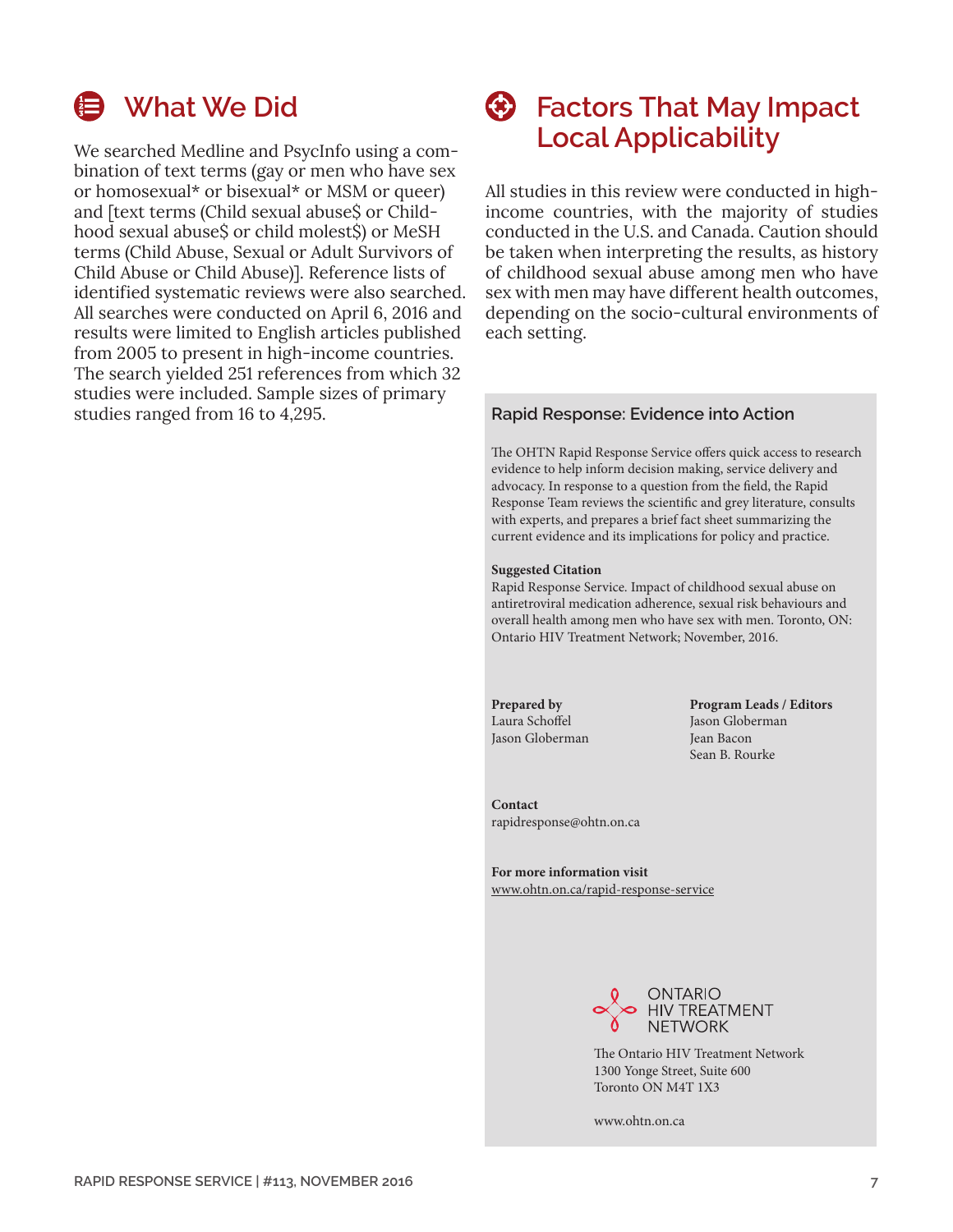## What We Did

We searched Medline and PsycInfo using a combination of text terms (gay or men who have sex or homosexual* or bisexual* or MSM or queer) and [text terms (Child sexual abuse$ or Childhood sexual abuse$ or child molest$) or MeSH terms (Child Abuse, Sexual or Adult Survivors of Child Abuse or Child Abuse)]. Reference lists of identified systematic reviews were also searched. All searches were conducted on April 6, 2016 and results were limited to English articles published from 2005 to present in high-income countries. The search yielded 251 references from which 32 studies were included. Sample sizes of primary studies ranged from 16 to 4,295.

## Factors That May Impact Local Applicability

All studies in this review were conducted in high-income countries, with the majority of studies conducted in the U.S. and Canada. Caution should be taken when interpreting the results, as history of childhood sexual abuse among men who have sex with men may have different health outcomes, depending on the socio-cultural environments of each setting.

### Rapid Response: Evidence into Action

The OHTN Rapid Response Service offers quick access to research evidence to help inform decision making, service delivery and advocacy. In response to a question from the field, the Rapid Response Team reviews the scientific and grey literature, consults with experts, and prepares a brief fact sheet summarizing the current evidence and its implications for policy and practice.

**Suggested Citation**
Rapid Response Service. Impact of childhood sexual abuse on antiretroviral medication adherence, sexual risk behaviours and overall health among men who have sex with men. Toronto, ON: Ontario HIV Treatment Network; November, 2016.

**Prepared by**
Laura Schoffel
Jason Globerman

**Program Leads / Editors**
Jason Globerman
Jean Bacon
Sean B. Rourke

**Contact**
rapidresponse@ohtn.on.ca

**For more information visit**
www.ohtn.on.ca/rapid-response-service

ONTARIO HIV TREATMENT NETWORK

The Ontario HIV Treatment Network
1300 Yonge Street, Suite 600
Toronto ON M4T 1X3

www.ohtn.on.ca